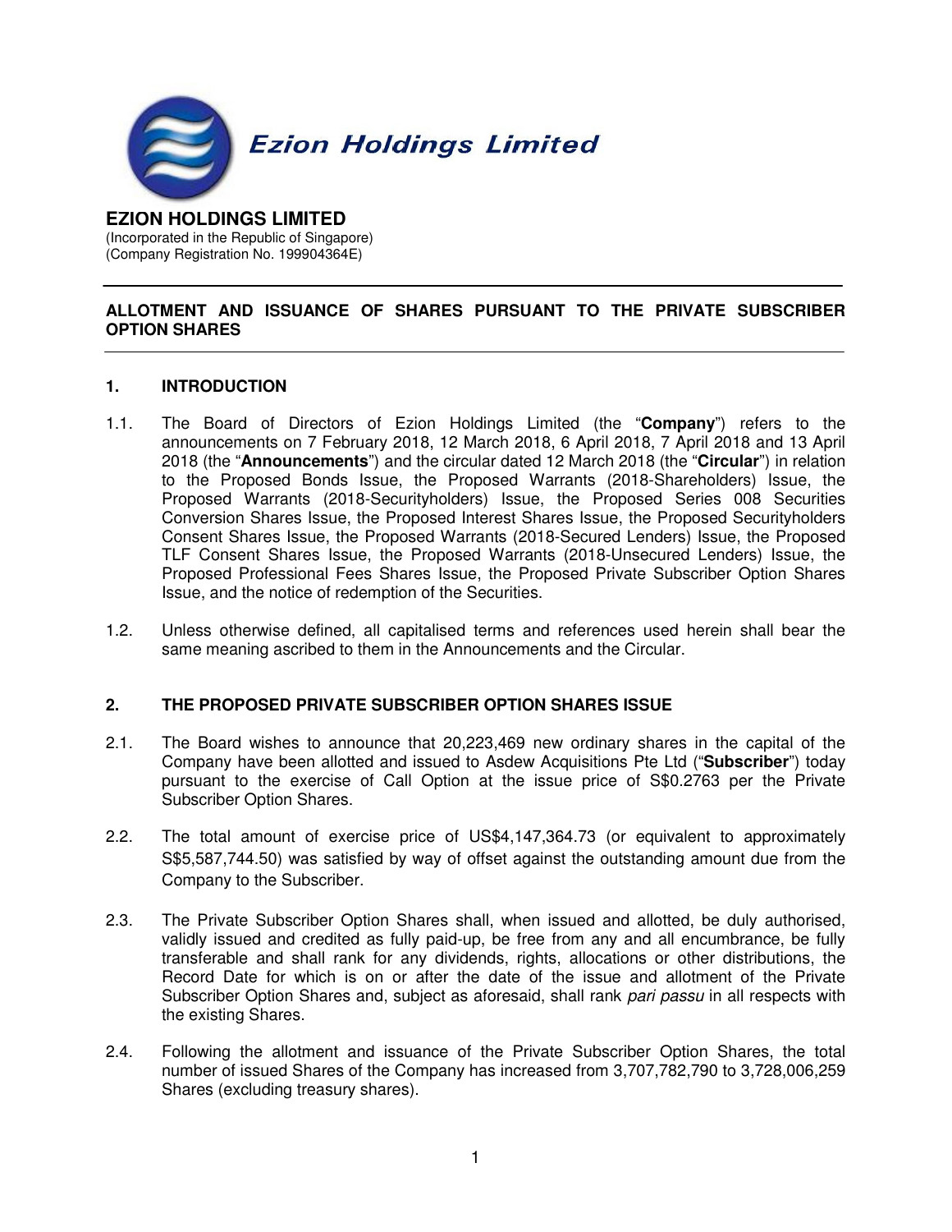Ezion Holdings Limited

**EZION HOLDINGS LIMITED**
(Incorporated in the Republic of Singapore)
(Company Registration No. 199904364E)

---

**ALLOTMENT AND ISSUANCE OF SHARES PURSUANT TO THE PRIVATE SUBSCRIBER OPTION SHARES**

---

## 1. INTRODUCTION

1.1. The Board of Directors of Ezion Holdings Limited (the "**Company**") refers to the announcements on 7 February 2018, 12 March 2018, 6 April 2018, 7 April 2018 and 13 April 2018 (the "**Announcements**") and the circular dated 12 March 2018 (the "**Circular**") in relation to the Proposed Bonds Issue, the Proposed Warrants (2018-Shareholders) Issue, the Proposed Warrants (2018-Securityholders) Issue, the Proposed Series 008 Securities Conversion Shares Issue, the Proposed Interest Shares Issue, the Proposed Securityholders Consent Shares Issue, the Proposed Warrants (2018-Secured Lenders) Issue, the Proposed TLF Consent Shares Issue, the Proposed Warrants (2018-Unsecured Lenders) Issue, the Proposed Professional Fees Shares Issue, the Proposed Private Subscriber Option Shares Issue, and the notice of redemption of the Securities.

1.2. Unless otherwise defined, all capitalised terms and references used herein shall bear the same meaning ascribed to them in the Announcements and the Circular.

## 2. THE PROPOSED PRIVATE SUBSCRIBER OPTION SHARES ISSUE

2.1. The Board wishes to announce that 20,223,469 new ordinary shares in the capital of the Company have been allotted and issued to Asdew Acquisitions Pte Ltd ("**Subscriber**") today pursuant to the exercise of Call Option at the issue price of S$0.2763 per the Private Subscriber Option Shares.

2.2. The total amount of exercise price of US$4,147,364.73 (or equivalent to approximately S$5,587,744.50) was satisfied by way of offset against the outstanding amount due from the Company to the Subscriber.

2.3. The Private Subscriber Option Shares shall, when issued and allotted, be duly authorised, validly issued and credited as fully paid-up, be free from any and all encumbrance, be fully transferable and shall rank for any dividends, rights, allocations or other distributions, the Record Date for which is on or after the date of the issue and allotment of the Private Subscriber Option Shares and, subject as aforesaid, shall rank *pari passu* in all respects with the existing Shares.

2.4. Following the allotment and issuance of the Private Subscriber Option Shares, the total number of issued Shares of the Company has increased from 3,707,782,790 to 3,728,006,259 Shares (excluding treasury shares).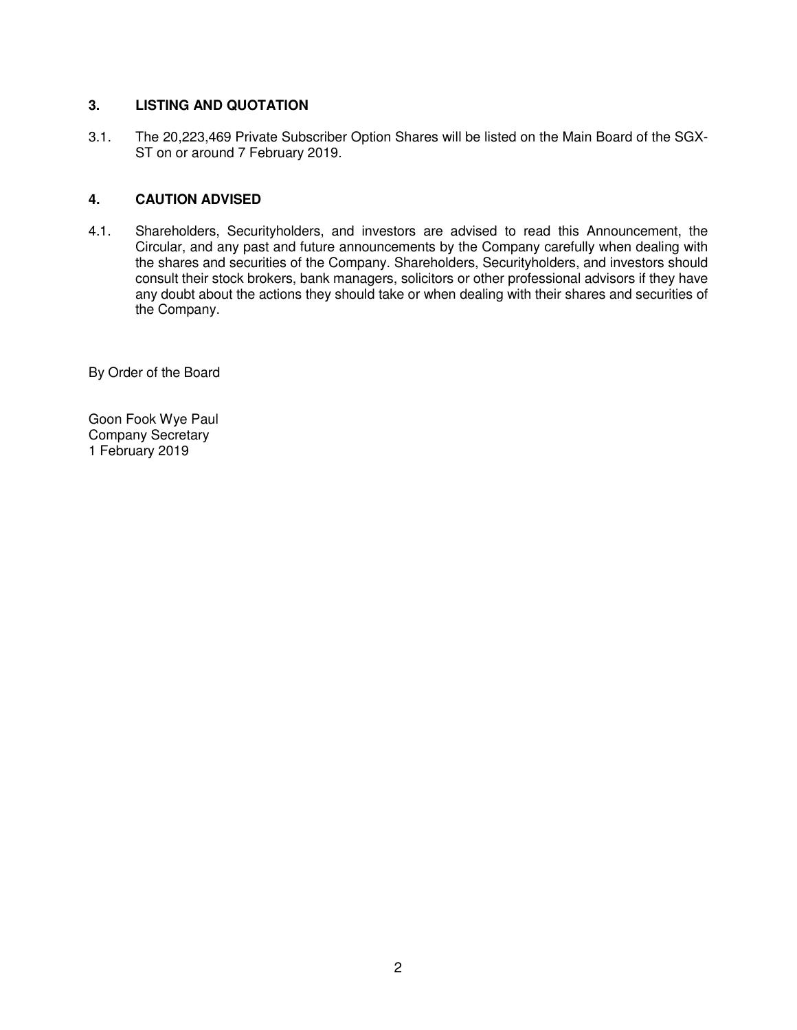## 3. LISTING AND QUOTATION

3.1. The 20,223,469 Private Subscriber Option Shares will be listed on the Main Board of the SGX-ST on or around 7 February 2019.

## 4. CAUTION ADVISED

4.1. Shareholders, Securityholders, and investors are advised to read this Announcement, the Circular, and any past and future announcements by the Company carefully when dealing with the shares and securities of the Company. Shareholders, Securityholders, and investors should consult their stock brokers, bank managers, solicitors or other professional advisors if they have any doubt about the actions they should take or when dealing with their shares and securities of the Company.

By Order of the Board

Goon Fook Wye Paul  
Company Secretary  
1 February 2019